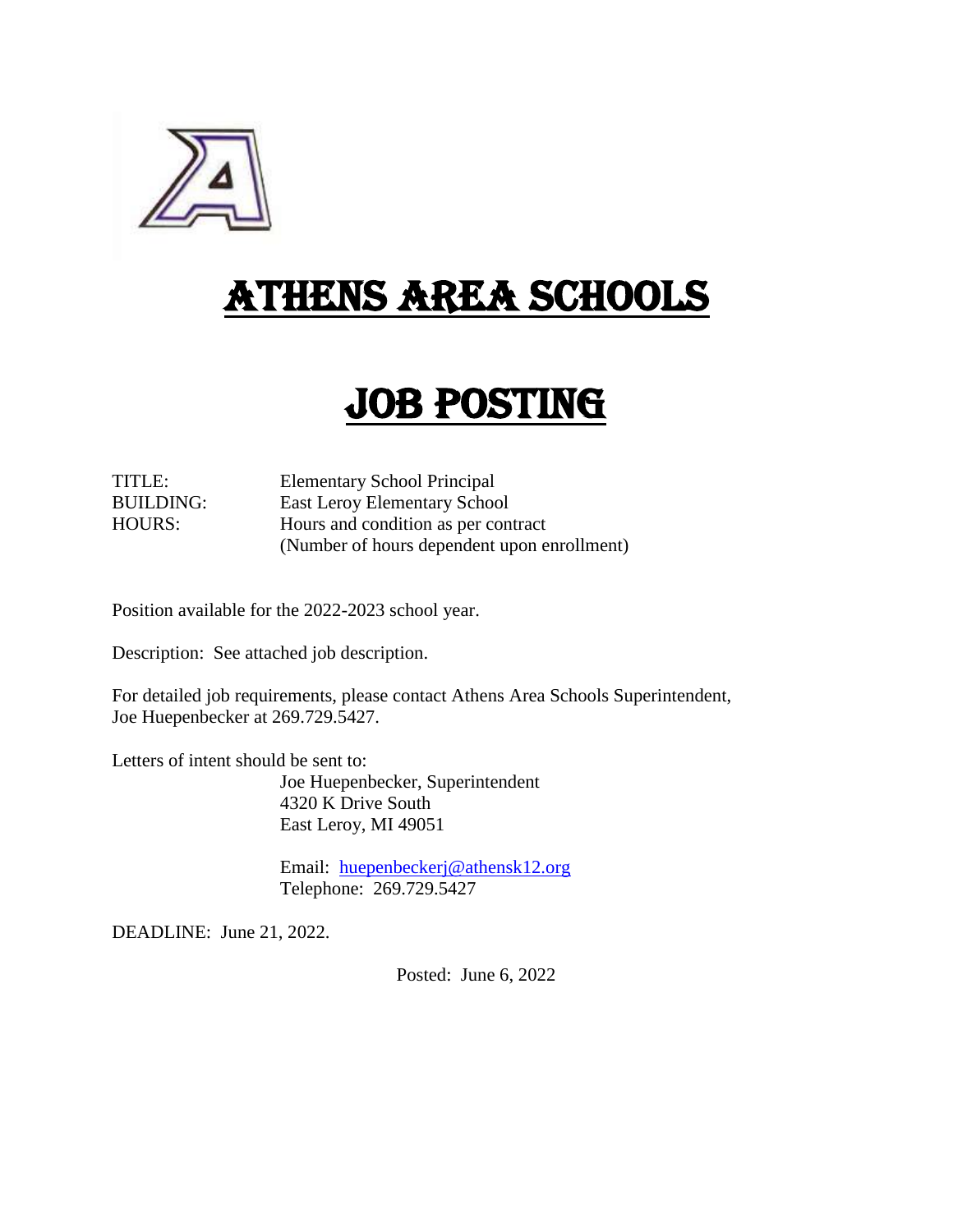# ATHENS AREA SCHOOLS

# JOB POSTING

TITLE: Elementary School Principal
BUILDING: East Leroy Elementary School
HOURS: Hours and condition as per contract
(Number of hours dependent upon enrollment)

Position available for the 2022-2023 school year.

Description: See attached job description.

For detailed job requirements, please contact Athens Area Schools Superintendent, Joe Huepenbecker at 269.729.5427.

Letters of intent should be sent to:

Joe Huepenbecker, Superintendent
4320 K Drive South
East Leroy, MI 49051

Email: huepenbeckerj@athensk12.org
Telephone: 269.729.5427

DEADLINE: June 21, 2022.

Posted: June 6, 2022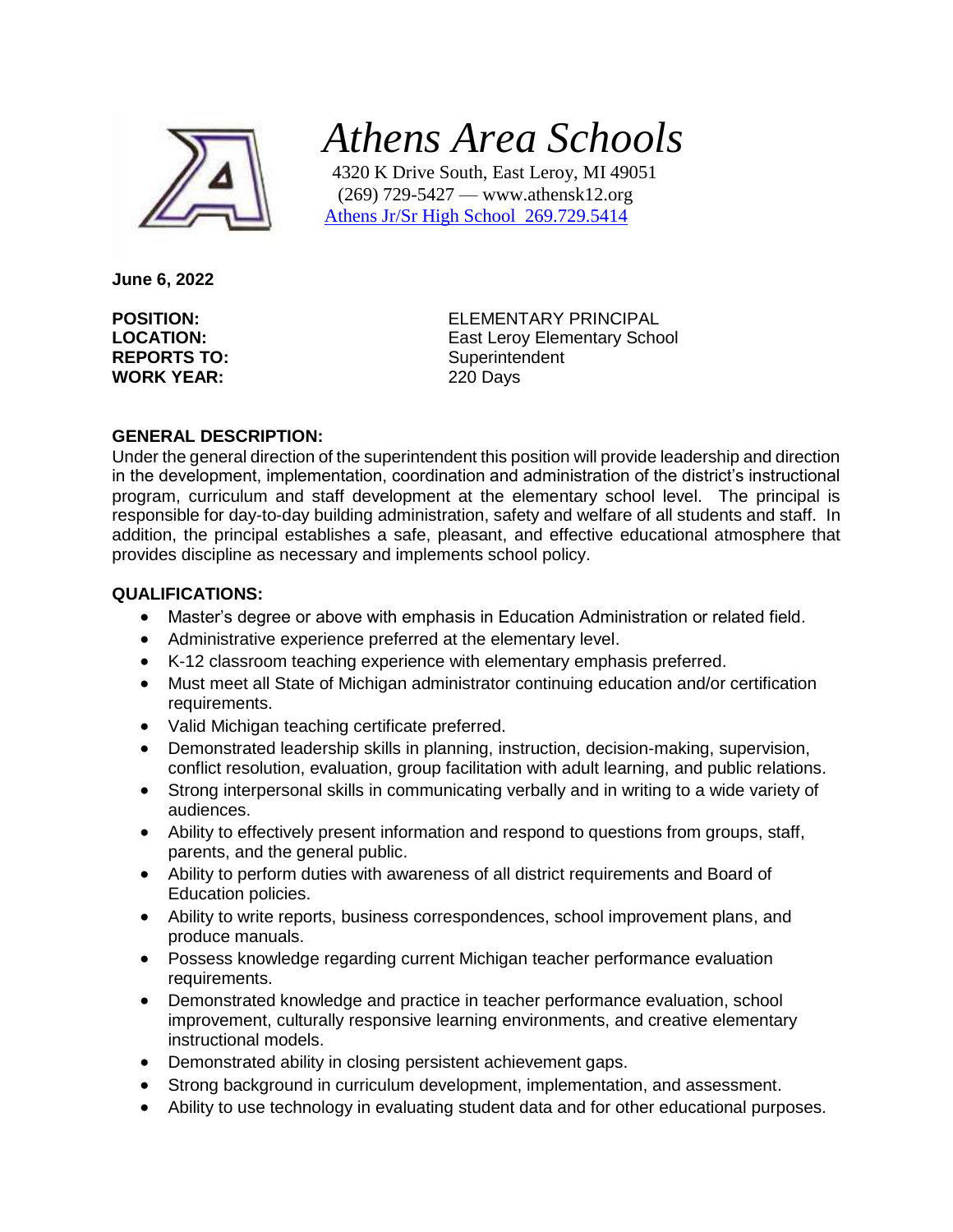# *Athens Area Schools*

4320 K Drive South, East Leroy, MI 49051
(269) 729-5427 — www.athensk12.org
[Athens Jr/Sr High School 269.729.5414]

**June 6, 2022**

**POSITION:** ELEMENTARY PRINCIPAL
**LOCATION:** East Leroy Elementary School
**REPORTS TO:** Superintendent
**WORK YEAR:** 220 Days

**GENERAL DESCRIPTION:**
Under the general direction of the superintendent this position will provide leadership and direction in the development, implementation, coordination and administration of the district's instructional program, curriculum and staff development at the elementary school level. The principal is responsible for day-to-day building administration, safety and welfare of all students and staff. In addition, the principal establishes a safe, pleasant, and effective educational atmosphere that provides discipline as necessary and implements school policy.

**QUALIFICATIONS:**

- Master's degree or above with emphasis in Education Administration or related field.
- Administrative experience preferred at the elementary level.
- K-12 classroom teaching experience with elementary emphasis preferred.
- Must meet all State of Michigan administrator continuing education and/or certification requirements.
- Valid Michigan teaching certificate preferred.
- Demonstrated leadership skills in planning, instruction, decision-making, supervision, conflict resolution, evaluation, group facilitation with adult learning, and public relations.
- Strong interpersonal skills in communicating verbally and in writing to a wide variety of audiences.
- Ability to effectively present information and respond to questions from groups, staff, parents, and the general public.
- Ability to perform duties with awareness of all district requirements and Board of Education policies.
- Ability to write reports, business correspondences, school improvement plans, and produce manuals.
- Possess knowledge regarding current Michigan teacher performance evaluation requirements.
- Demonstrated knowledge and practice in teacher performance evaluation, school improvement, culturally responsive learning environments, and creative elementary instructional models.
- Demonstrated ability in closing persistent achievement gaps.
- Strong background in curriculum development, implementation, and assessment.
- Ability to use technology in evaluating student data and for other educational purposes.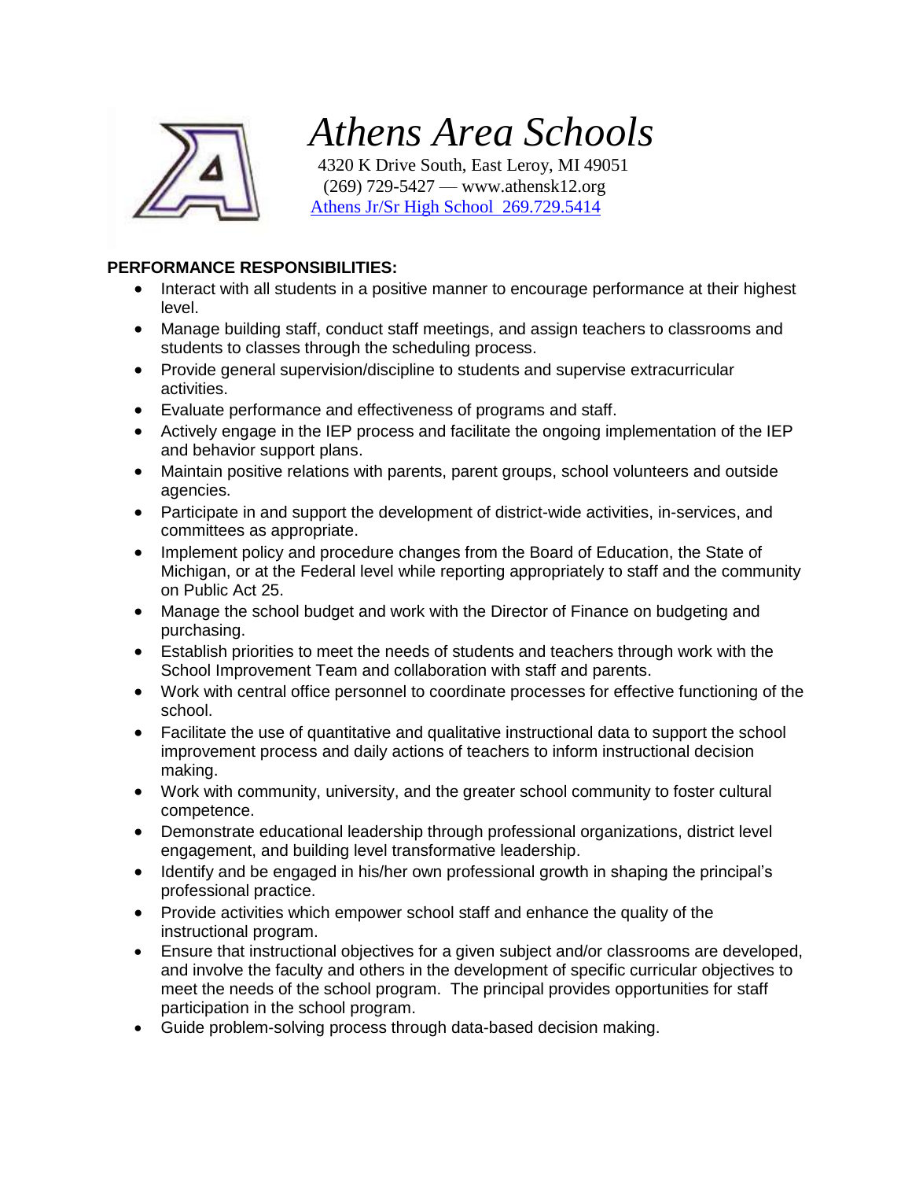# *Athens Area Schools*

4320 K Drive South, East Leroy, MI 49051
(269) 729-5427 — www.athensk12.org
Athens Jr/Sr High School 269.729.5414

**PERFORMANCE RESPONSIBILITIES:**

- Interact with all students in a positive manner to encourage performance at their highest level.
- Manage building staff, conduct staff meetings, and assign teachers to classrooms and students to classes through the scheduling process.
- Provide general supervision/discipline to students and supervise extracurricular activities.
- Evaluate performance and effectiveness of programs and staff.
- Actively engage in the IEP process and facilitate the ongoing implementation of the IEP and behavior support plans.
- Maintain positive relations with parents, parent groups, school volunteers and outside agencies.
- Participate in and support the development of district-wide activities, in-services, and committees as appropriate.
- Implement policy and procedure changes from the Board of Education, the State of Michigan, or at the Federal level while reporting appropriately to staff and the community on Public Act 25.
- Manage the school budget and work with the Director of Finance on budgeting and purchasing.
- Establish priorities to meet the needs of students and teachers through work with the School Improvement Team and collaboration with staff and parents.
- Work with central office personnel to coordinate processes for effective functioning of the school.
- Facilitate the use of quantitative and qualitative instructional data to support the school improvement process and daily actions of teachers to inform instructional decision making.
- Work with community, university, and the greater school community to foster cultural competence.
- Demonstrate educational leadership through professional organizations, district level engagement, and building level transformative leadership.
- Identify and be engaged in his/her own professional growth in shaping the principal's professional practice.
- Provide activities which empower school staff and enhance the quality of the instructional program.
- Ensure that instructional objectives for a given subject and/or classrooms are developed, and involve the faculty and others in the development of specific curricular objectives to meet the needs of the school program. The principal provides opportunities for staff participation in the school program.
- Guide problem-solving process through data-based decision making.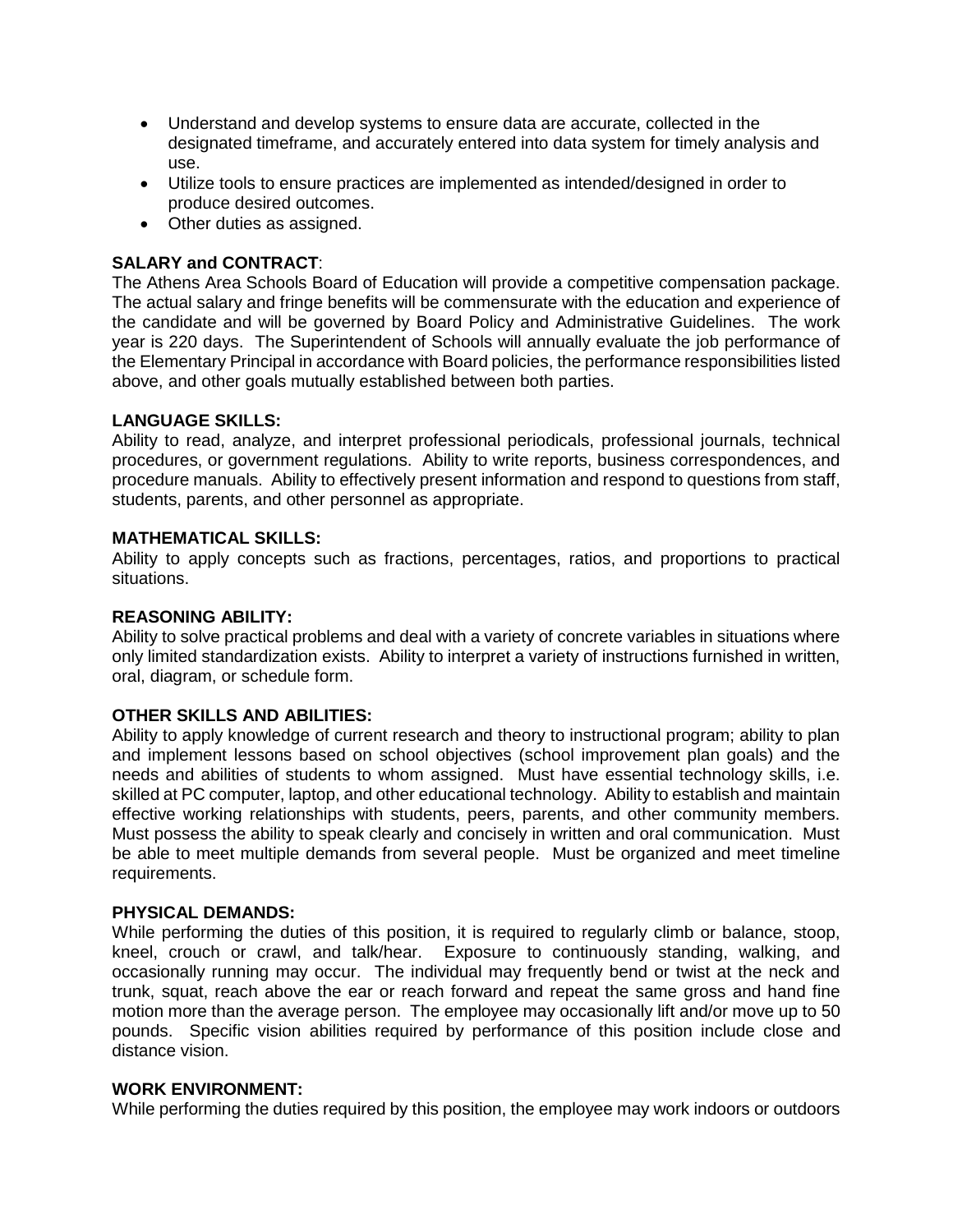- Understand and develop systems to ensure data are accurate, collected in the designated timeframe, and accurately entered into data system for timely analysis and use.
- Utilize tools to ensure practices are implemented as intended/designed in order to produce desired outcomes.
- Other duties as assigned.

**SALARY and CONTRACT**:
The Athens Area Schools Board of Education will provide a competitive compensation package. The actual salary and fringe benefits will be commensurate with the education and experience of the candidate and will be governed by Board Policy and Administrative Guidelines. The work year is 220 days. The Superintendent of Schools will annually evaluate the job performance of the Elementary Principal in accordance with Board policies, the performance responsibilities listed above, and other goals mutually established between both parties.

**LANGUAGE SKILLS:**
Ability to read, analyze, and interpret professional periodicals, professional journals, technical procedures, or government regulations. Ability to write reports, business correspondences, and procedure manuals. Ability to effectively present information and respond to questions from staff, students, parents, and other personnel as appropriate.

**MATHEMATICAL SKILLS:**
Ability to apply concepts such as fractions, percentages, ratios, and proportions to practical situations.

**REASONING ABILITY:**
Ability to solve practical problems and deal with a variety of concrete variables in situations where only limited standardization exists. Ability to interpret a variety of instructions furnished in written, oral, diagram, or schedule form.

**OTHER SKILLS AND ABILITIES:**
Ability to apply knowledge of current research and theory to instructional program; ability to plan and implement lessons based on school objectives (school improvement plan goals) and the needs and abilities of students to whom assigned. Must have essential technology skills, i.e. skilled at PC computer, laptop, and other educational technology. Ability to establish and maintain effective working relationships with students, peers, parents, and other community members. Must possess the ability to speak clearly and concisely in written and oral communication. Must be able to meet multiple demands from several people. Must be organized and meet timeline requirements.

**PHYSICAL DEMANDS:**
While performing the duties of this position, it is required to regularly climb or balance, stoop, kneel, crouch or crawl, and talk/hear. Exposure to continuously standing, walking, and occasionally running may occur. The individual may frequently bend or twist at the neck and trunk, squat, reach above the ear or reach forward and repeat the same gross and hand fine motion more than the average person. The employee may occasionally lift and/or move up to 50 pounds. Specific vision abilities required by performance of this position include close and distance vision.

**WORK ENVIRONMENT:**
While performing the duties required by this position, the employee may work indoors or outdoors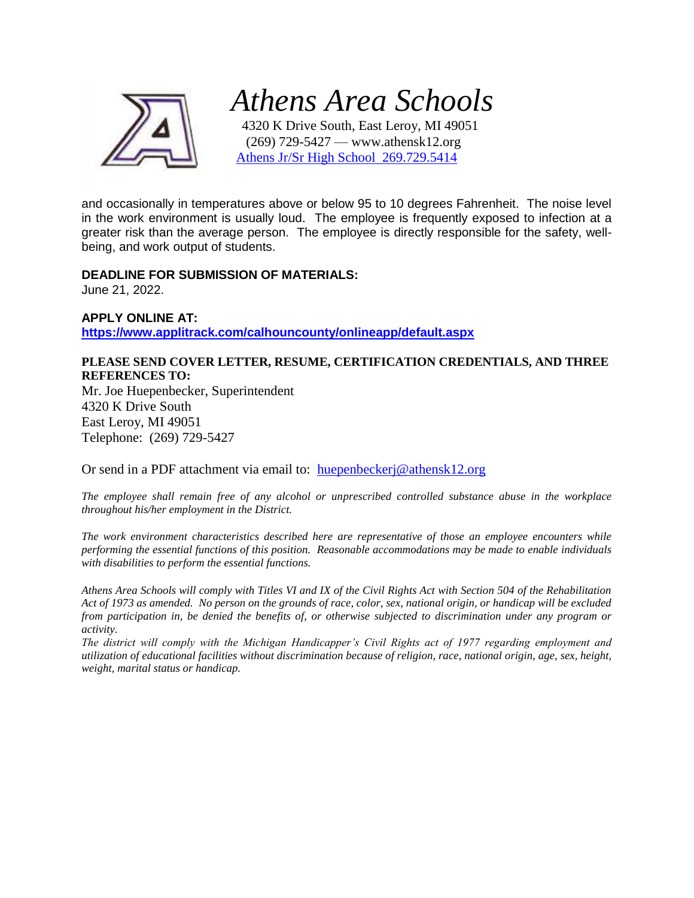# *Athens Area Schools*

4320 K Drive South, East Leroy, MI 49051
(269) 729-5427 — www.athensk12.org
Athens Jr/Sr High School 269.729.5414

and occasionally in temperatures above or below 95 to 10 degrees Fahrenheit. The noise level in the work environment is usually loud. The employee is frequently exposed to infection at a greater risk than the average person. The employee is directly responsible for the safety, well-being, and work output of students.

**DEADLINE FOR SUBMISSION OF MATERIALS:**
June 21, 2022.

**APPLY ONLINE AT:**
**https://www.applitrack.com/calhouncounty/onlineapp/default.aspx**

**PLEASE SEND COVER LETTER, RESUME, CERTIFICATION CREDENTIALS, AND THREE REFERENCES TO:**
Mr. Joe Huepenbecker, Superintendent
4320 K Drive South
East Leroy, MI 49051
Telephone: (269) 729-5427

Or send in a PDF attachment via email to: huepenbeckerj@athensk12.org

*The employee shall remain free of any alcohol or unprescribed controlled substance abuse in the workplace throughout his/her employment in the District.*

*The work environment characteristics described here are representative of those an employee encounters while performing the essential functions of this position. Reasonable accommodations may be made to enable individuals with disabilities to perform the essential functions.*

*Athens Area Schools will comply with Titles VI and IX of the Civil Rights Act with Section 504 of the Rehabilitation Act of 1973 as amended. No person on the grounds of race, color, sex, national origin, or handicap will be excluded from participation in, be denied the benefits of, or otherwise subjected to discrimination under any program or activity.*
*The district will comply with the Michigan Handicapper's Civil Rights act of 1977 regarding employment and utilization of educational facilities without discrimination because of religion, race, national origin, age, sex, height, weight, marital status or handicap.*